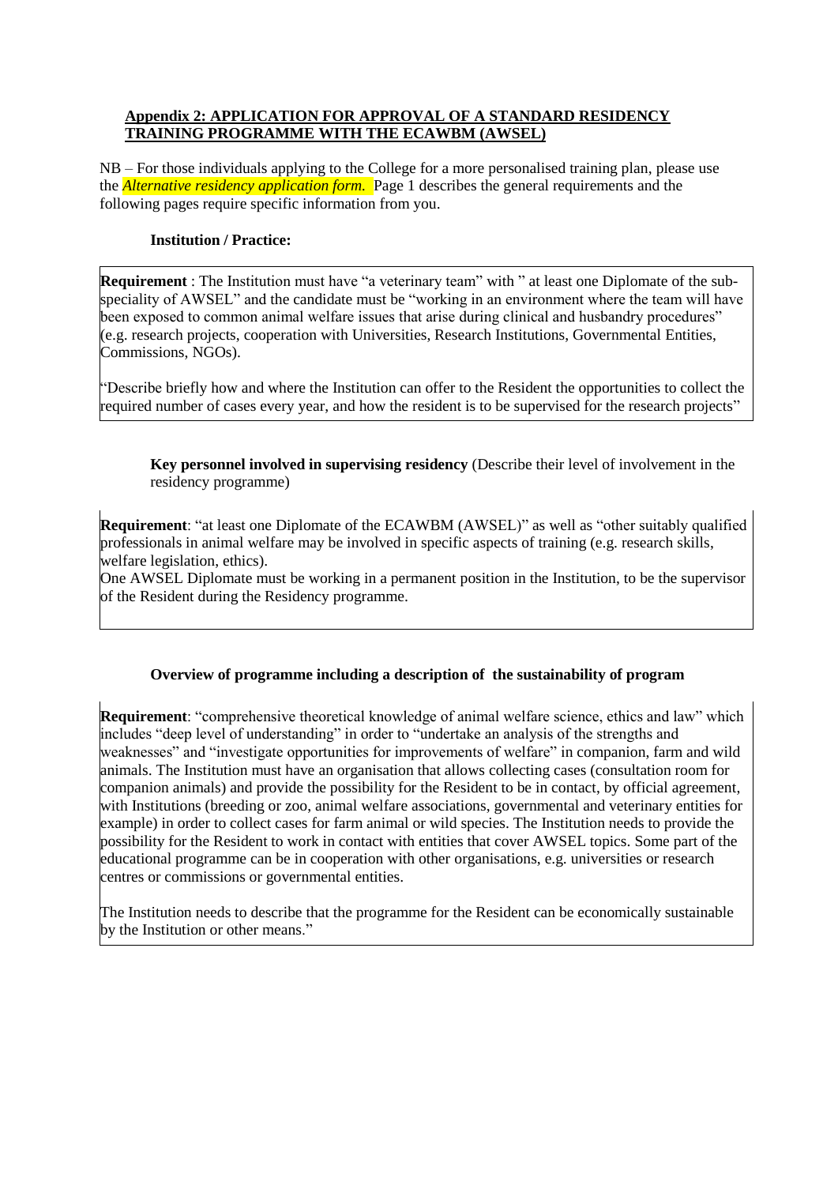## Appendix 2: APPLICATION FOR APPROVAL OF A STANDARD RESIDENCY TRAINING PROGRAMME WITH THE ECAWBM (AWSEL)

NB – For those individuals applying to the College for a more personalised training plan, please use the *Alternative residency application form.* Page 1 describes the general requirements and the following pages require specific information from you.

**Institution / Practice:**

**Requirement** : The Institution must have "a veterinary team" with " at least one Diplomate of the sub-speciality of AWSEL" and the candidate must be "working in an environment where the team will have been exposed to common animal welfare issues that arise during clinical and husbandry procedures" (e.g. research projects, cooperation with Universities, Research Institutions, Governmental Entities, Commissions, NGOs).

"Describe briefly how and where the Institution can offer to the Resident the opportunities to collect the required number of cases every year, and how the resident is to be supervised for the research projects"

**Key personnel involved in supervising residency** (Describe their level of involvement in the residency programme)

**Requirement**: "at least one Diplomate of the ECAWBM (AWSEL)" as well as "other suitably qualified professionals in animal welfare may be involved in specific aspects of training (e.g. research skills, welfare legislation, ethics).

One AWSEL Diplomate must be working in a permanent position in the Institution, to be the supervisor of the Resident during the Residency programme.

**Overview of programme including a description of the sustainability of program**

**Requirement**: "comprehensive theoretical knowledge of animal welfare science, ethics and law" which includes "deep level of understanding" in order to "undertake an analysis of the strengths and weaknesses" and "investigate opportunities for improvements of welfare" in companion, farm and wild animals. The Institution must have an organisation that allows collecting cases (consultation room for companion animals) and provide the possibility for the Resident to be in contact, by official agreement, with Institutions (breeding or zoo, animal welfare associations, governmental and veterinary entities for example) in order to collect cases for farm animal or wild species. The Institution needs to provide the possibility for the Resident to work in contact with entities that cover AWSEL topics. Some part of the educational programme can be in cooperation with other organisations, e.g. universities or research centres or commissions or governmental entities.

The Institution needs to describe that the programme for the Resident can be economically sustainable by the Institution or other means."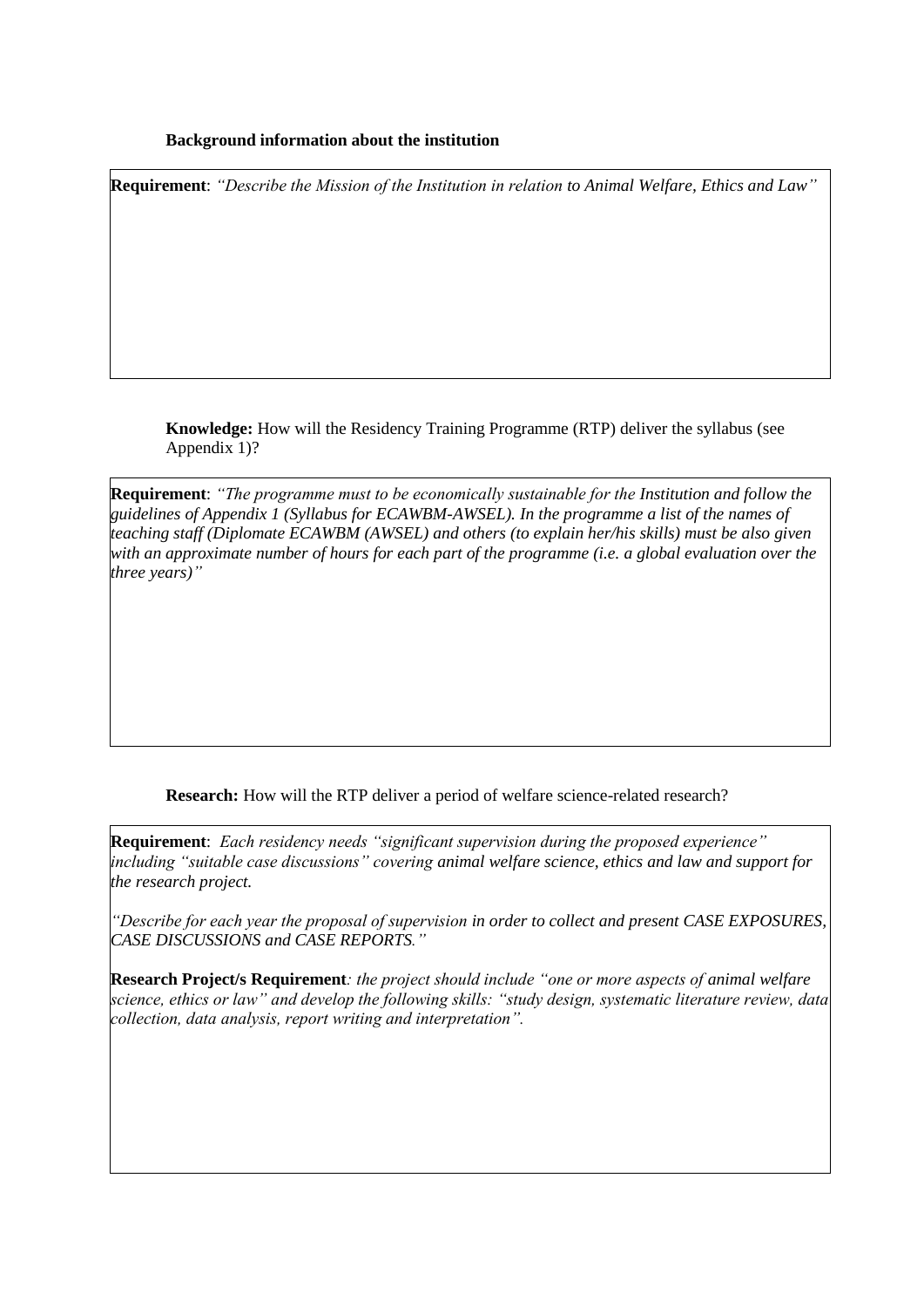**Background information about the institution**

**Requirement**: *"Describe the Mission of the Institution in relation to Animal Welfare, Ethics and Law"*

**Knowledge:** How will the Residency Training Programme (RTP) deliver the syllabus (see Appendix 1)?

**Requirement**: *"The programme must to be economically sustainable for the Institution and follow the guidelines of Appendix 1 (Syllabus for ECAWBM-AWSEL). In the programme a list of the names of teaching staff (Diplomate ECAWBM (AWSEL) and others (to explain her/his skills) must be also given with an approximate number of hours for each part of the programme (i.e. a global evaluation over the three years)"*

**Research:** How will the RTP deliver a period of welfare science-related research?

**Requirement**: *Each residency needs "significant supervision during the proposed experience" including "suitable case discussions" covering animal welfare science, ethics and law and support for the research project.*

*"Describe for each year the proposal of supervision in order to collect and present CASE EXPOSURES, CASE DISCUSSIONS and CASE REPORTS."*

**Research Project/s Requirement***: the project should include "one or more aspects of animal welfare science, ethics or law" and develop the following skills: "study design, systematic literature review, data collection, data analysis, report writing and interpretation".*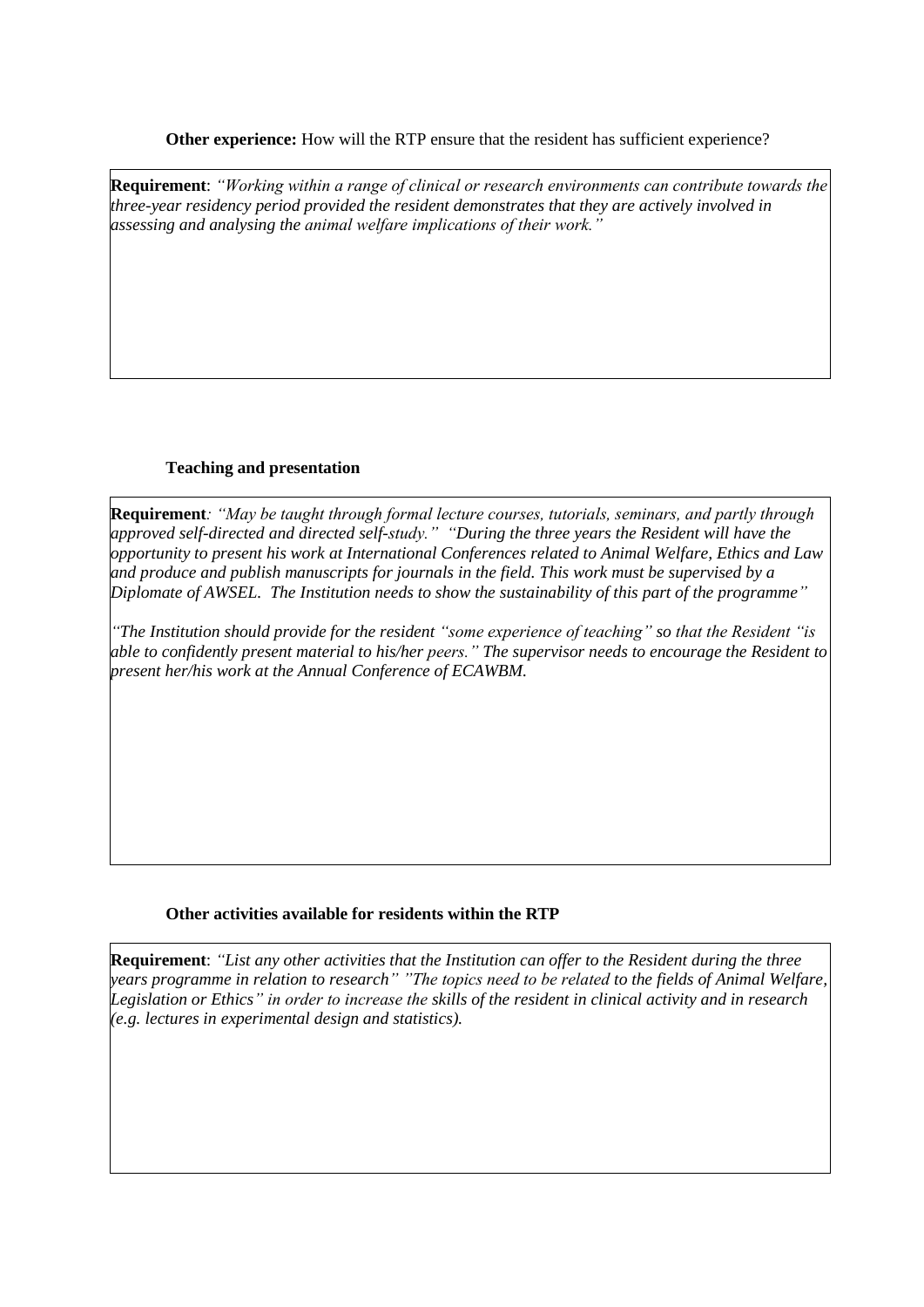**Other experience:** How will the RTP ensure that the resident has sufficient experience?

**Requirement**: *"Working within a range of clinical or research environments can contribute towards the three-year residency period provided the resident demonstrates that they are actively involved in assessing and analysing the animal welfare implications of their work."*

**Teaching and presentation**

**Requirement***: "May be taught through formal lecture courses, tutorials, seminars, and partly through approved self-directed and directed self-study." "During the three years the Resident will have the opportunity to present his work at International Conferences related to Animal Welfare, Ethics and Law and produce and publish manuscripts for journals in the field. This work must be supervised by a Diplomate of AWSEL. The Institution needs to show the sustainability of this part of the programme"*

*"The Institution should provide for the resident "some experience of teaching" so that the Resident "is able to confidently present material to his/her peers." The supervisor needs to encourage the Resident to present her/his work at the Annual Conference of ECAWBM.*

**Other activities available for residents within the RTP**

**Requirement**: *"List any other activities that the Institution can offer to the Resident during the three years programme in relation to research" "The topics need to be related to the fields of Animal Welfare, Legislation or Ethics" in order to increase the skills of the resident in clinical activity and in research (e.g. lectures in experimental design and statistics).*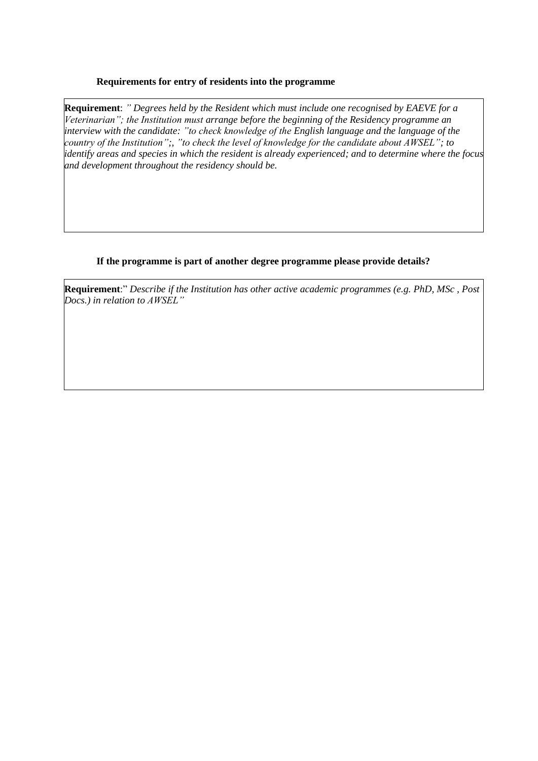**Requirements for entry of residents into the programme**

| **Requirement**: *" Degrees held by the Resident which must include one recognised by EAEVE for a Veterinarian"; the Institution must arrange before the beginning of the Residency programme an interview with the candidate: "to check knowledge of the English language and the language of the country of the Institution";, "to check the level of knowledge for the candidate about AWSEL"; to identify areas and species in which the resident is already experienced; and to determine where the focus and development throughout the residency should be.* |
|---|

**If the programme is part of another degree programme please provide details?**

| **Requirement**:" *Describe if the Institution has other active academic programmes (e.g. PhD, MSc , Post Docs.) in relation to AWSEL"* |
|---|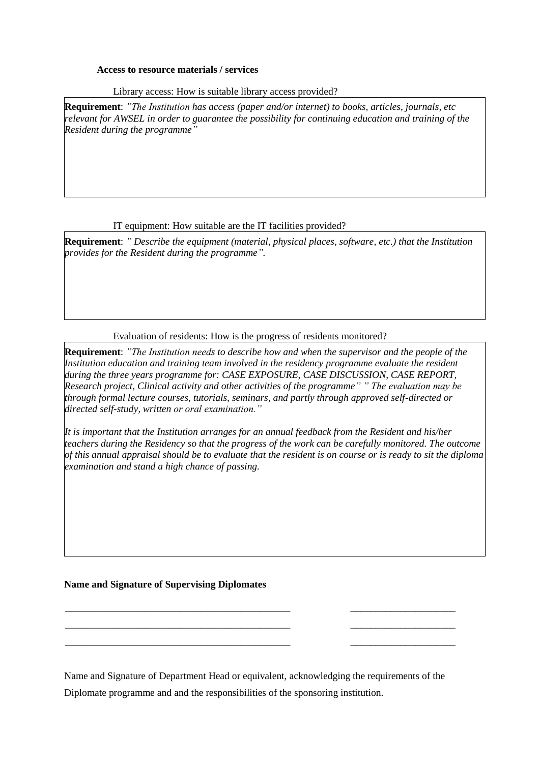**Access to resource materials / services**

Library access: How is suitable library access provided?

**Requirement**: *"The Institution has access (paper and/or internet) to books, articles, journals, etc relevant for AWSEL in order to guarantee the possibility for continuing education and training of the Resident during the programme"*

IT equipment: How suitable are the IT facilities provided?

**Requirement**: *" Describe the equipment (material, physical places, software, etc.) that the Institution provides for the Resident during the programme".*

Evaluation of residents: How is the progress of residents monitored?

**Requirement**: *"The Institution needs to describe how and when the supervisor and the people of the Institution education and training team involved in the residency programme evaluate the resident during the three years programme for: CASE EXPOSURE, CASE DISCUSSION, CASE REPORT, Research project, Clinical activity and other activities of the programme" " The evaluation may be through formal lecture courses, tutorials, seminars, and partly through approved self-directed or directed self-study, written or oral examination."*

*It is important that the Institution arranges for an annual feedback from the Resident and his/her teachers during the Residency so that the progress of the work can be carefully monitored. The outcome of this annual appraisal should be to evaluate that the resident is on course or is ready to sit the diploma examination and stand a high chance of passing.*

**Name and Signature of Supervising Diplomates**

_____________________________________________ ____________________

_____________________________________________ ____________________

_____________________________________________ ____________________

Name and Signature of Department Head or equivalent, acknowledging the requirements of the Diplomate programme and and the responsibilities of the sponsoring institution.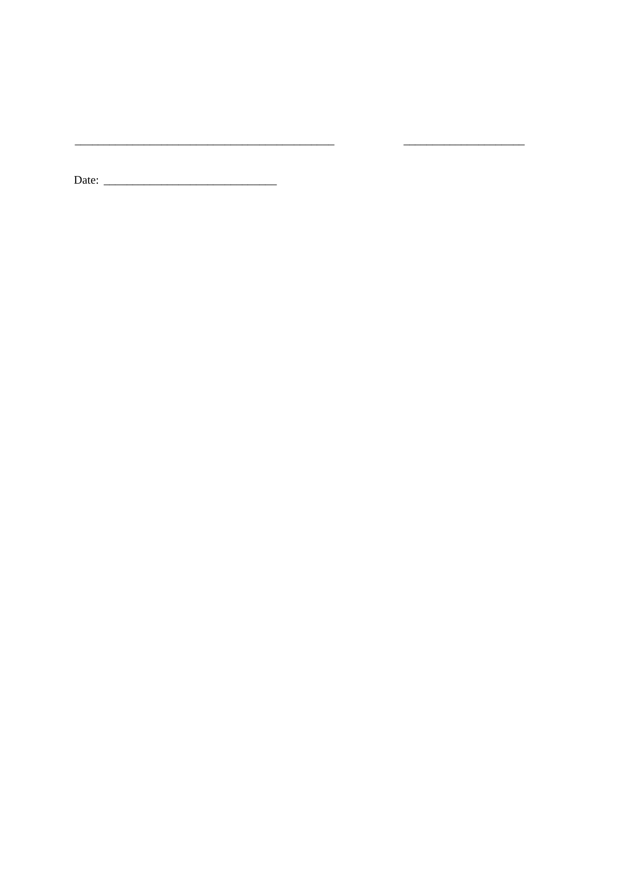_____________________________________________ _____________________

Date: _____________________________